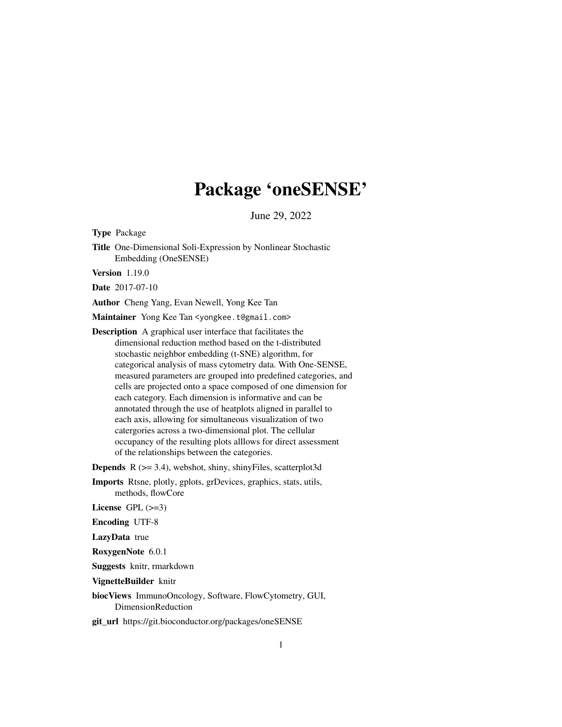# Package 'oneSENSE'

June 29, 2022

**Type** Package

**Title** One-Dimensional Soli-Expression by Nonlinear Stochastic Embedding (OneSENSE)

**Version** 1.19.0

**Date** 2017-07-10

**Author** Cheng Yang, Evan Newell, Yong Kee Tan

**Maintainer** Yong Kee Tan <yongkee.t@gmail.com>

**Description** A graphical user interface that facilitates the dimensional reduction method based on the t-distributed stochastic neighbor embedding (t-SNE) algorithm, for categorical analysis of mass cytometry data. With One-SENSE, measured parameters are grouped into predefined categories, and cells are projected onto a space composed of one dimension for each category. Each dimension is informative and can be annotated through the use of heatplots aligned in parallel to each axis, allowing for simultaneous visualization of two catergories across a two-dimensional plot. The cellular occupancy of the resulting plots alllows for direct assessment of the relationships between the categories.

**Depends** R (>= 3.4), webshot, shiny, shinyFiles, scatterplot3d

**Imports** Rtsne, plotly, gplots, grDevices, graphics, stats, utils, methods, flowCore

**License** GPL (>=3)

**Encoding** UTF-8

**LazyData** true

**RoxygenNote** 6.0.1

**Suggests** knitr, rmarkdown

**VignetteBuilder** knitr

**biocViews** ImmunoOncology, Software, FlowCytometry, GUI, DimensionReduction

**git_url** https://git.bioconductor.org/packages/oneSENSE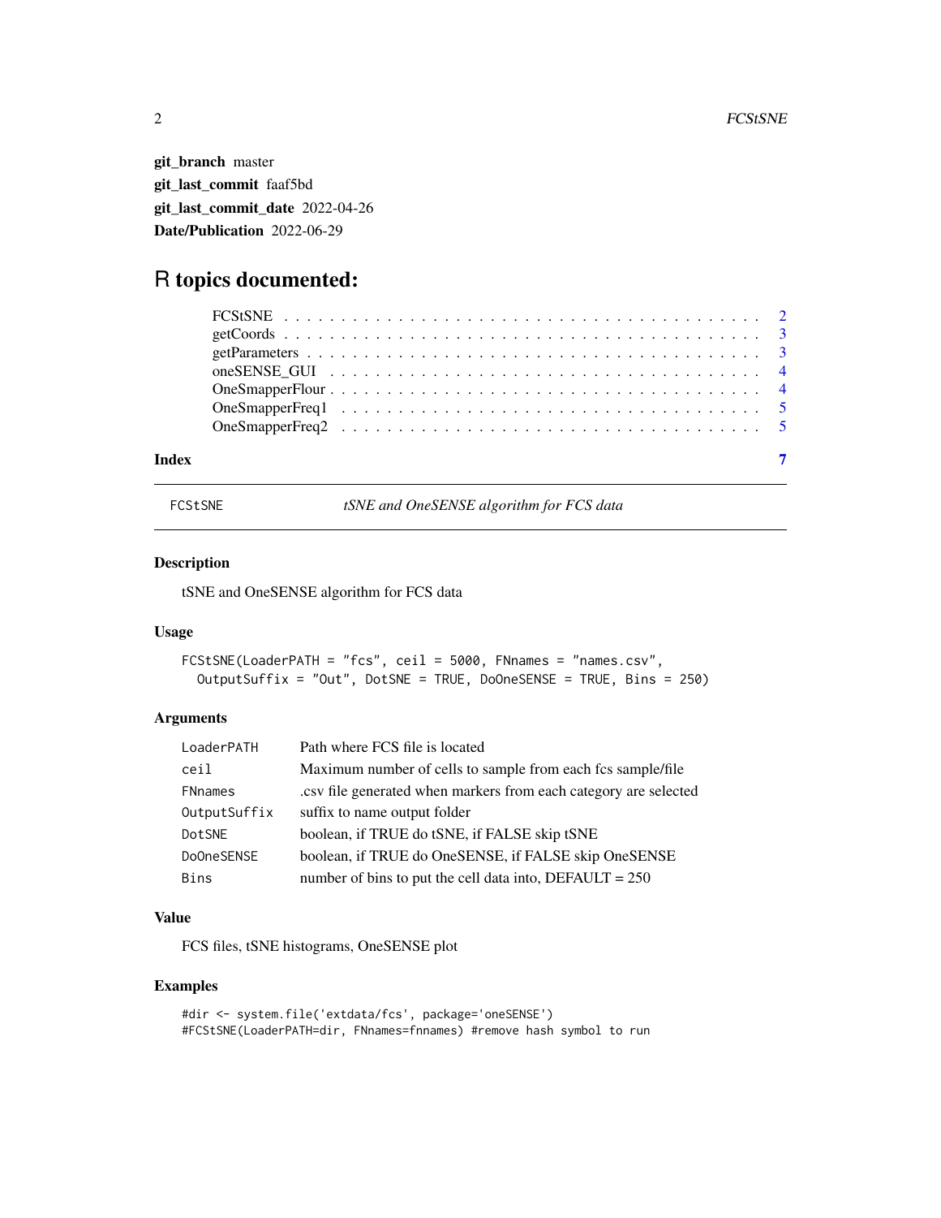**git_branch** master
**git_last_commit** faaf5bd
**git_last_commit_date** 2022-04-26
**Date/Publication** 2022-06-29

# R topics documented:

| | |
|---|---|
| FCStSNE | 2 |
| getCoords | 3 |
| getParameters | 3 |
| oneSENSE_GUI | 4 |
| OneSmapperFlour | 4 |
| OneSmapperFreq1 | 5 |
| OneSmapperFreq2 | 5 |
| **Index** | **7** |

---

FCStSNE *tSNE and OneSENSE algorithm for FCS data*

---

### Description

tSNE and OneSENSE algorithm for FCS data

### Usage

```
FCStSNE(LoaderPATH = "fcs", ceil = 5000, FNnames = "names.csv",
  OutputSuffix = "Out", DotSNE = TRUE, DoOneSENSE = TRUE, Bins = 250)
```

### Arguments

| | |
|---|---|
| LoaderPATH | Path where FCS file is located |
| ceil | Maximum number of cells to sample from each fcs sample/file |
| FNnames | .csv file generated when markers from each category are selected |
| OutputSuffix | suffix to name output folder |
| DotSNE | boolean, if TRUE do tSNE, if FALSE skip tSNE |
| DoOneSENSE | boolean, if TRUE do OneSENSE, if FALSE skip OneSENSE |
| Bins | number of bins to put the cell data into, DEFAULT = 250 |

### Value

FCS files, tSNE histograms, OneSENSE plot

### Examples

```
#dir <- system.file('extdata/fcs', package='oneSENSE')
#FCStSNE(LoaderPATH=dir, FNnames=fnnames) #remove hash symbol to run
```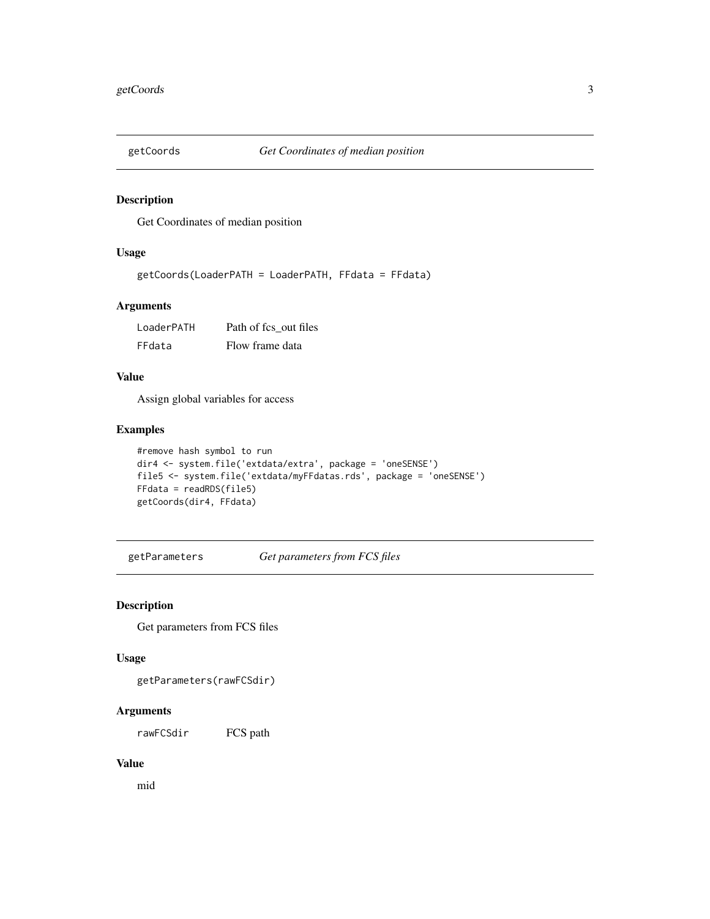## getCoords *Get Coordinates of median position*

### Description

Get Coordinates of median position

### Usage

```
getCoords(LoaderPATH = LoaderPATH, FFdata = FFdata)
```

### Arguments

| | |
|---|---|
| LoaderPATH | Path of fcs_out files |
| FFdata | Flow frame data |

### Value

Assign global variables for access

### Examples

```
#remove hash symbol to run
dir4 <- system.file('extdata/extra', package = 'oneSENSE')
file5 <- system.file('extdata/myFFdatas.rds', package = 'oneSENSE')
FFdata = readRDS(file5)
getCoords(dir4, FFdata)
```

## getParameters *Get parameters from FCS files*

### Description

Get parameters from FCS files

### Usage

```
getParameters(rawFCSdir)
```

### Arguments

| | |
|---|---|
| rawFCSdir | FCS path |

### Value

mid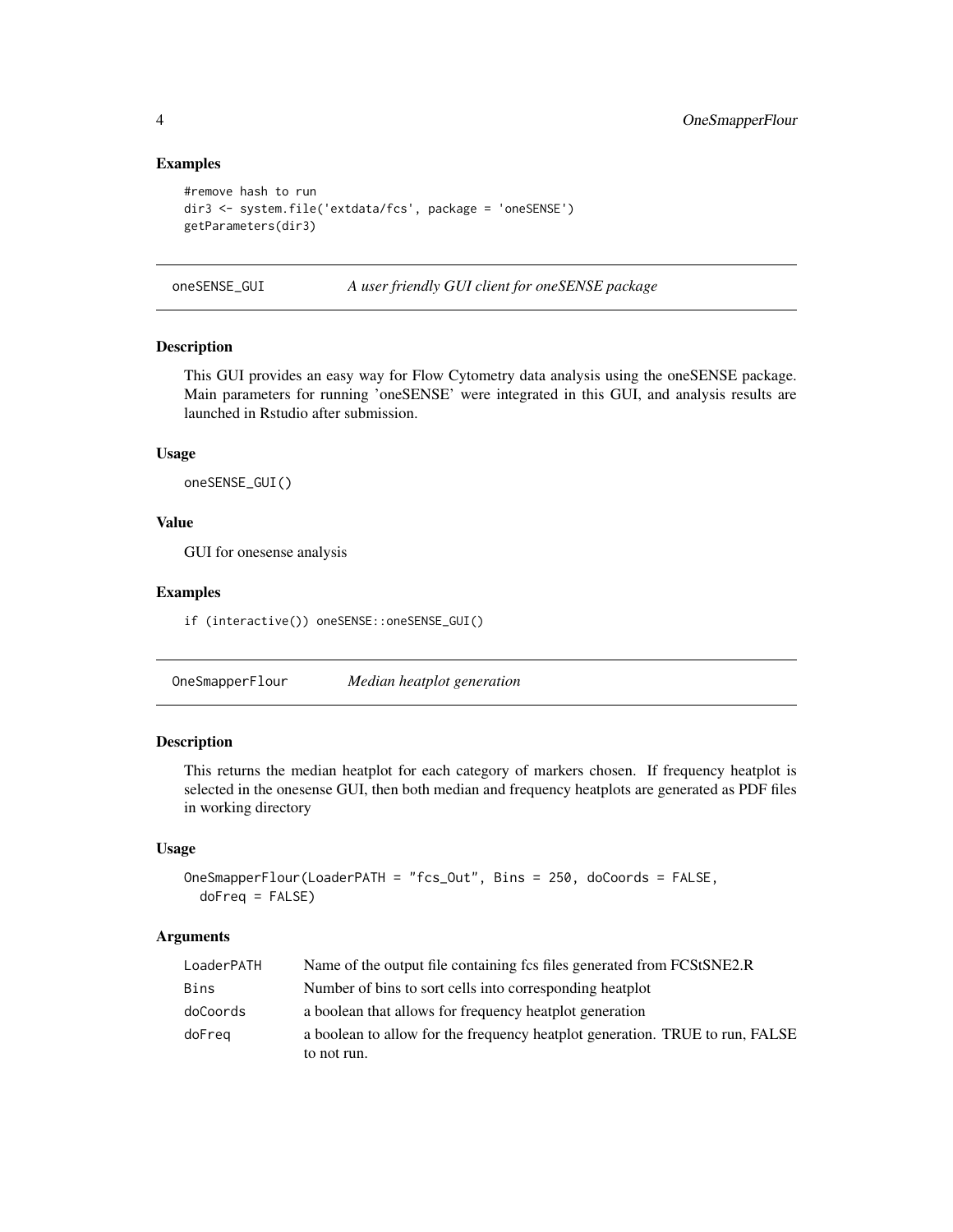### Examples

```
#remove hash to run
dir3 <- system.file('extdata/fcs', package = 'oneSENSE')
getParameters(dir3)
```

## oneSENSE_GUI *A user friendly GUI client for oneSENSE package*

### Description

This GUI provides an easy way for Flow Cytometry data analysis using the oneSENSE package. Main parameters for running 'oneSENSE' were integrated in this GUI, and analysis results are launched in Rstudio after submission.

### Usage

```
oneSENSE_GUI()
```

### Value

GUI for onesense analysis

### Examples

```
if (interactive()) oneSENSE::oneSENSE_GUI()
```

## OneSmapperFlour *Median heatplot generation*

### Description

This returns the median heatplot for each category of markers chosen. If frequency heatplot is selected in the onesense GUI, then both median and frequency heatplots are generated as PDF files in working directory

### Usage

```
OneSmapperFlour(LoaderPATH = "fcs_Out", Bins = 250, doCoords = FALSE,
  doFreq = FALSE)
```

### Arguments

| | |
|---|---|
| LoaderPATH | Name of the output file containing fcs files generated from FCStSNE2.R |
| Bins | Number of bins to sort cells into corresponding heatplot |
| doCoords | a boolean that allows for frequency heatplot generation |
| doFreq | a boolean to allow for the frequency heatplot generation. TRUE to run, FALSE to not run. |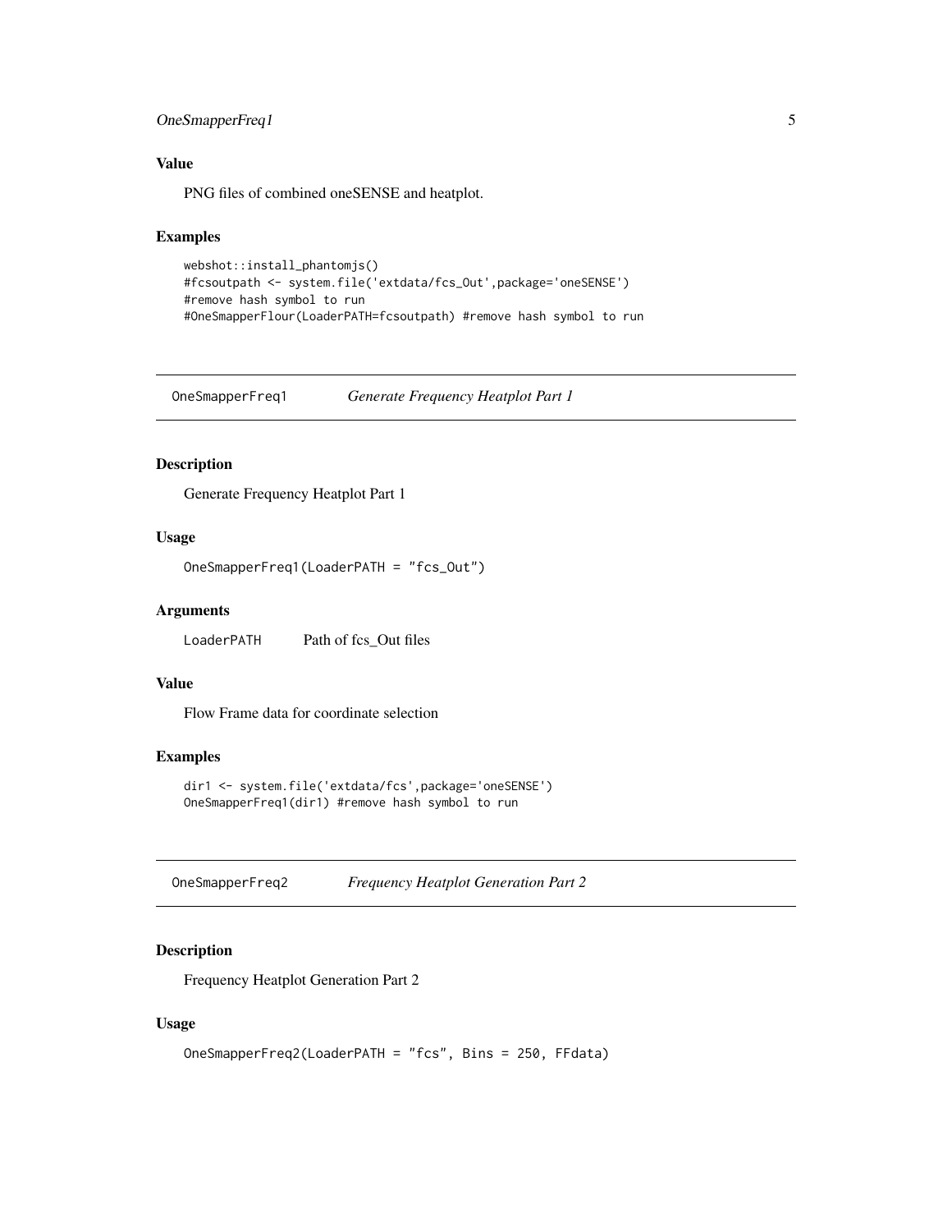### Value

PNG files of combined oneSENSE and heatplot.

### Examples

```
webshot::install_phantomjs()
#fcsoutpath <- system.file('extdata/fcs_Out',package='oneSENSE')
#remove hash symbol to run
#OneSmapperFlour(LoaderPATH=fcsoutpath) #remove hash symbol to run
```

---

## OneSmapperFreq1 *Generate Frequency Heatplot Part 1*

---

### Description

Generate Frequency Heatplot Part 1

### Usage

```
OneSmapperFreq1(LoaderPATH = "fcs_Out")
```

### Arguments

`LoaderPATH` Path of fcs_Out files

### Value

Flow Frame data for coordinate selection

### Examples

```
dir1 <- system.file('extdata/fcs',package='oneSENSE')
OneSmapperFreq1(dir1) #remove hash symbol to run
```

---

## OneSmapperFreq2 *Frequency Heatplot Generation Part 2*

---

### Description

Frequency Heatplot Generation Part 2

### Usage

```
OneSmapperFreq2(LoaderPATH = "fcs", Bins = 250, FFdata)
```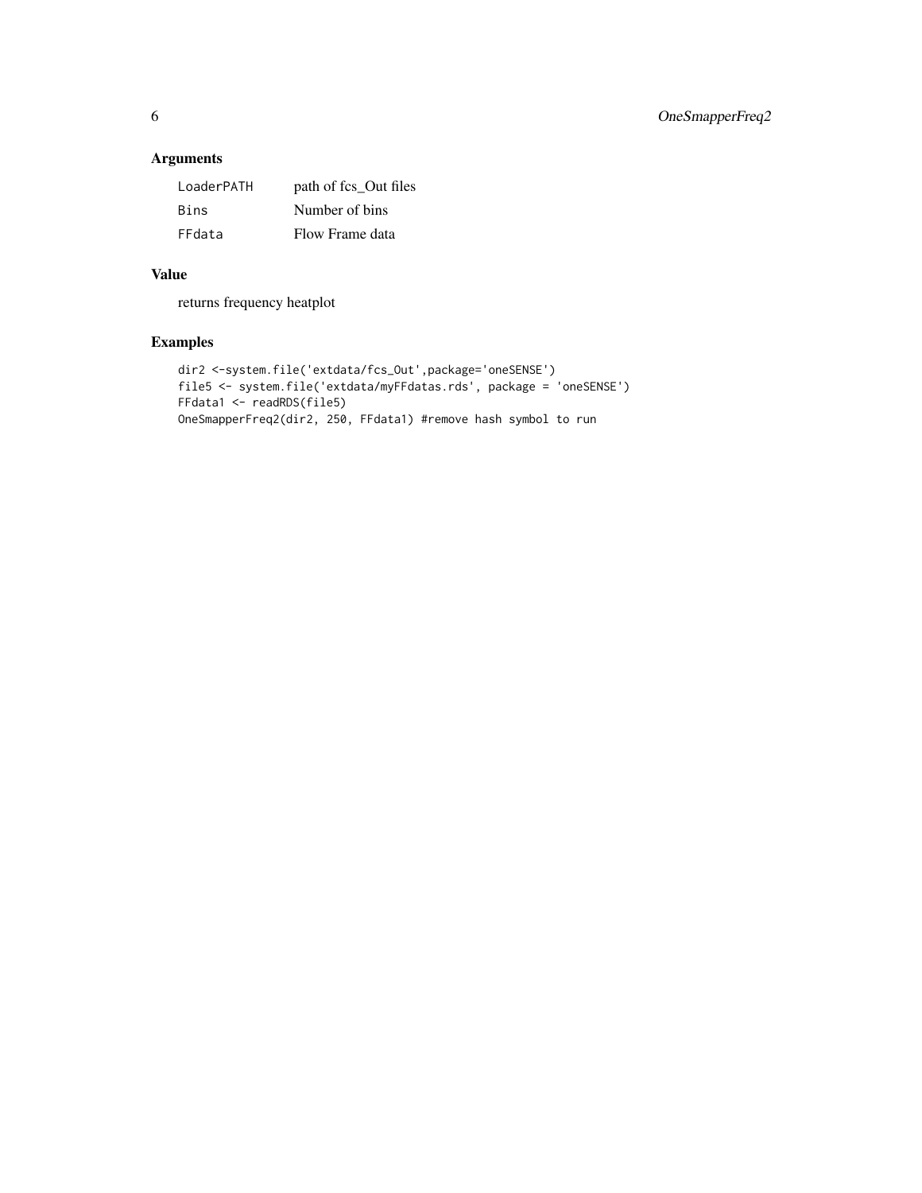## Arguments

| | |
|---|---|
| LoaderPATH | path of fcs_Out files |
| Bins | Number of bins |
| FFdata | Flow Frame data |

## Value

returns frequency heatplot

## Examples

```
dir2 <-system.file('extdata/fcs_Out',package='oneSENSE')
file5 <- system.file('extdata/myFFdatas.rds', package = 'oneSENSE')
FFdata1 <- readRDS(file5)
OneSmapperFreq2(dir2, 250, FFdata1) #remove hash symbol to run
```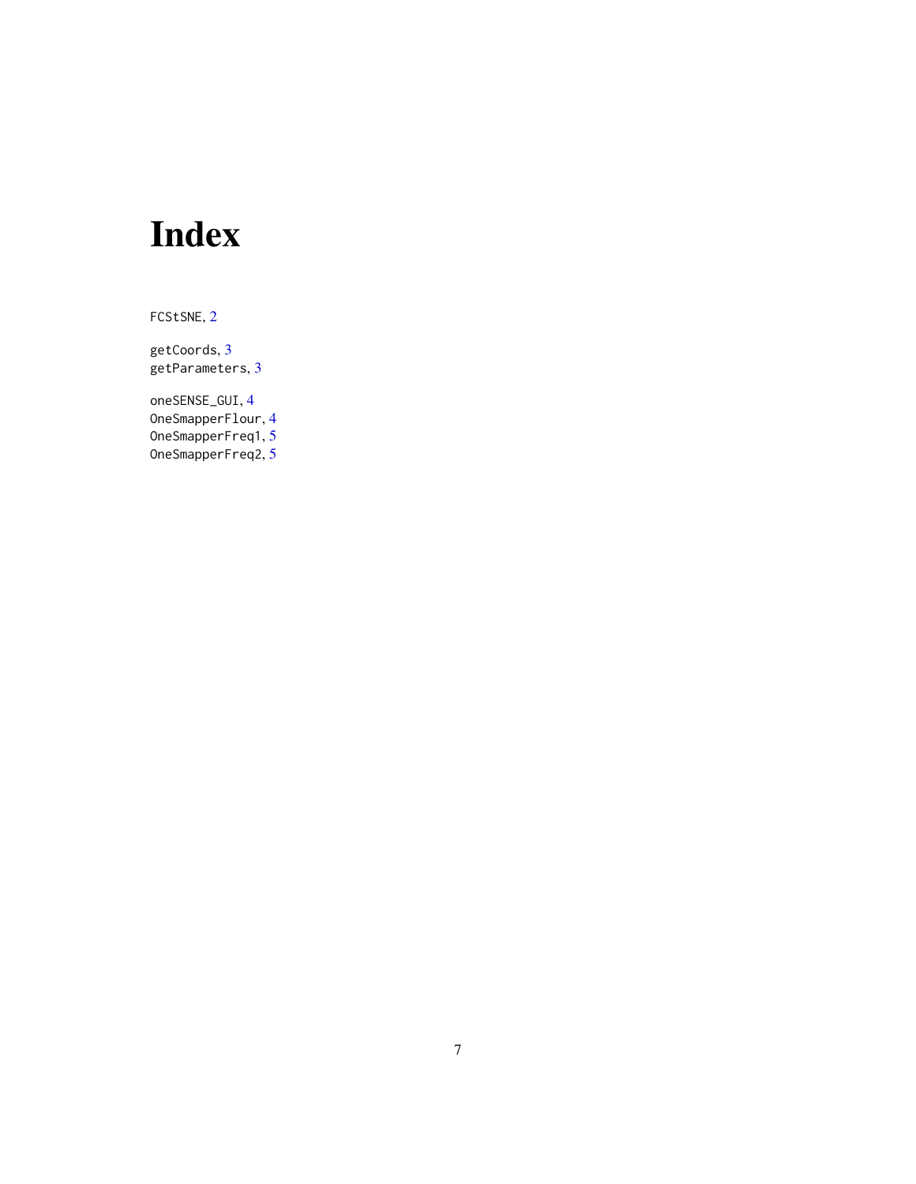# Index

FCStSNE, 2

getCoords, 3
getParameters, 3

oneSENSE_GUI, 4
OneSmapperFlour, 4
OneSmapperFreq1, 5
OneSmapperFreq2, 5